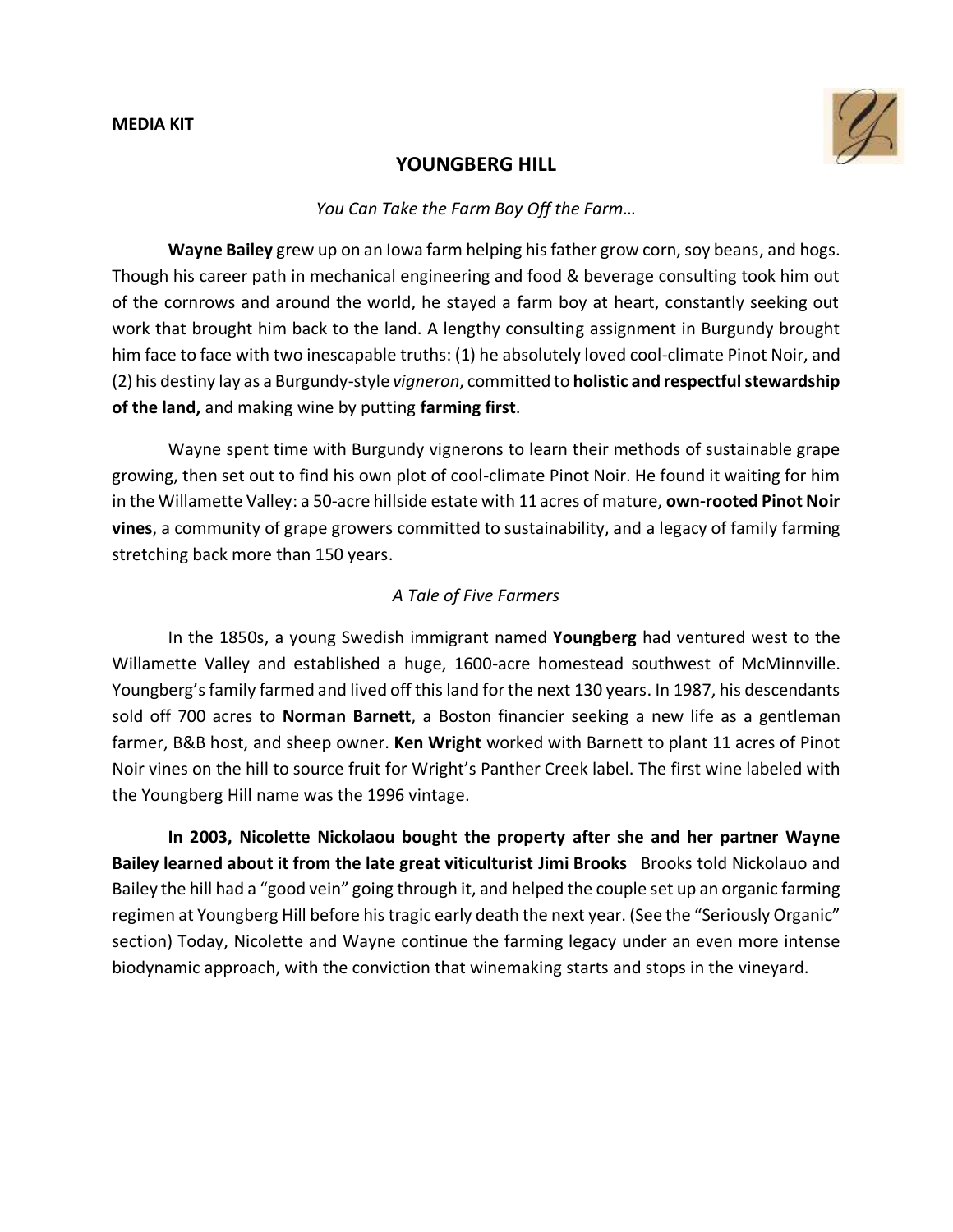**MEDIA KIT**

# YOUNGBERG HILL

*You Can Take the Farm Boy Off the Farm…*

**Wayne Bailey** grew up on an Iowa farm helping his father grow corn, soy beans, and hogs. Though his career path in mechanical engineering and food & beverage consulting took him out of the cornrows and around the world, he stayed a farm boy at heart, constantly seeking out work that brought him back to the land. A lengthy consulting assignment in Burgundy brought him face to face with two inescapable truths: (1) he absolutely loved cool-climate Pinot Noir, and (2) his destiny lay as a Burgundy-style *vigneron*, committed to **holistic and respectful stewardship of the land,** and making wine by putting **farming first**.

Wayne spent time with Burgundy vignerons to learn their methods of sustainable grape growing, then set out to find his own plot of cool-climate Pinot Noir. He found it waiting for him in the Willamette Valley: a 50-acre hillside estate with 11 acres of mature, **own-rooted Pinot Noir vines**, a community of grape growers committed to sustainability, and a legacy of family farming stretching back more than 150 years.

*A Tale of Five Farmers*

In the 1850s, a young Swedish immigrant named **Youngberg** had ventured west to the Willamette Valley and established a huge, 1600-acre homestead southwest of McMinnville. Youngberg's family farmed and lived off this land for the next 130 years. In 1987, his descendants sold off 700 acres to **Norman Barnett**, a Boston financier seeking a new life as a gentleman farmer, B&B host, and sheep owner. **Ken Wright** worked with Barnett to plant 11 acres of Pinot Noir vines on the hill to source fruit for Wright's Panther Creek label. The first wine labeled with the Youngberg Hill name was the 1996 vintage.

**In 2003, Nicolette Nickolaou bought the property after she and her partner Wayne Bailey learned about it from the late great viticulturist Jimi Brooks** Brooks told Nickolauo and Bailey the hill had a "good vein" going through it, and helped the couple set up an organic farming regimen at Youngberg Hill before his tragic early death the next year. (See the "Seriously Organic" section) Today, Nicolette and Wayne continue the farming legacy under an even more intense biodynamic approach, with the conviction that winemaking starts and stops in the vineyard.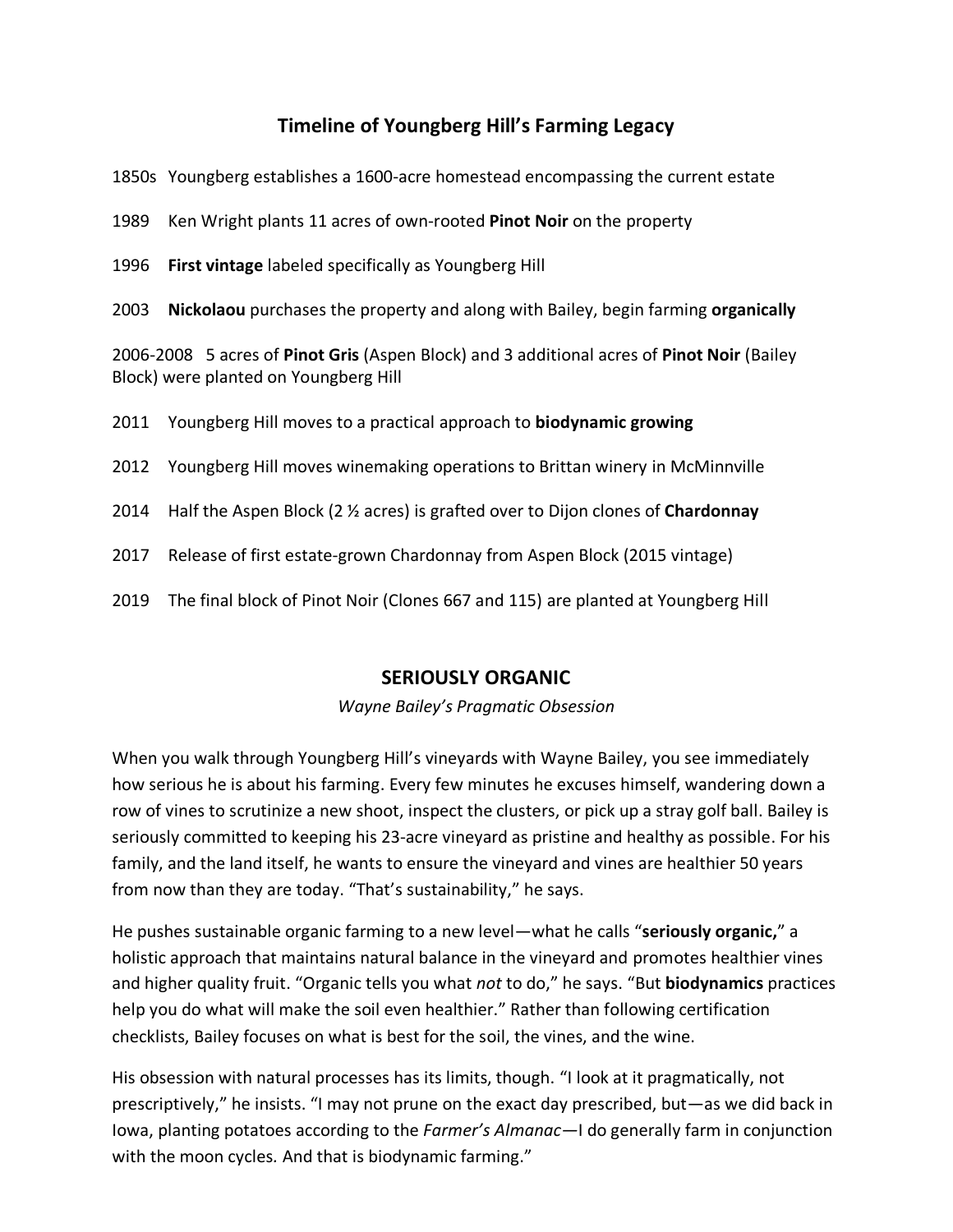## Timeline of Youngberg Hill's Farming Legacy

1850s Youngberg establishes a 1600-acre homestead encompassing the current estate

1989 Ken Wright plants 11 acres of own-rooted **Pinot Noir** on the property

1996 **First vintage** labeled specifically as Youngberg Hill

2003 **Nickolaou** purchases the property and along with Bailey, begin farming **organically**

2006-2008 5 acres of **Pinot Gris** (Aspen Block) and 3 additional acres of **Pinot Noir** (Bailey Block) were planted on Youngberg Hill

2011 Youngberg Hill moves to a practical approach to **biodynamic growing**

2012 Youngberg Hill moves winemaking operations to Brittan winery in McMinnville

2014 Half the Aspen Block (2 ½ acres) is grafted over to Dijon clones of **Chardonnay**

2017 Release of first estate-grown Chardonnay from Aspen Block (2015 vintage)

2019 The final block of Pinot Noir (Clones 667 and 115) are planted at Youngberg Hill

## SERIOUSLY ORGANIC

*Wayne Bailey's Pragmatic Obsession*

When you walk through Youngberg Hill's vineyards with Wayne Bailey, you see immediately how serious he is about his farming. Every few minutes he excuses himself, wandering down a row of vines to scrutinize a new shoot, inspect the clusters, or pick up a stray golf ball. Bailey is seriously committed to keeping his 23-acre vineyard as pristine and healthy as possible. For his family, and the land itself, he wants to ensure the vineyard and vines are healthier 50 years from now than they are today. "That's sustainability," he says.

He pushes sustainable organic farming to a new level—what he calls "**seriously organic,**" a holistic approach that maintains natural balance in the vineyard and promotes healthier vines and higher quality fruit. "Organic tells you what *not* to do," he says. "But **biodynamics** practices help you do what will make the soil even healthier." Rather than following certification checklists, Bailey focuses on what is best for the soil, the vines, and the wine.

His obsession with natural processes has its limits, though. "I look at it pragmatically, not prescriptively," he insists. "I may not prune on the exact day prescribed, but—as we did back in Iowa, planting potatoes according to the *Farmer's Almanac*—I do generally farm in conjunction with the moon cycles. And that is biodynamic farming."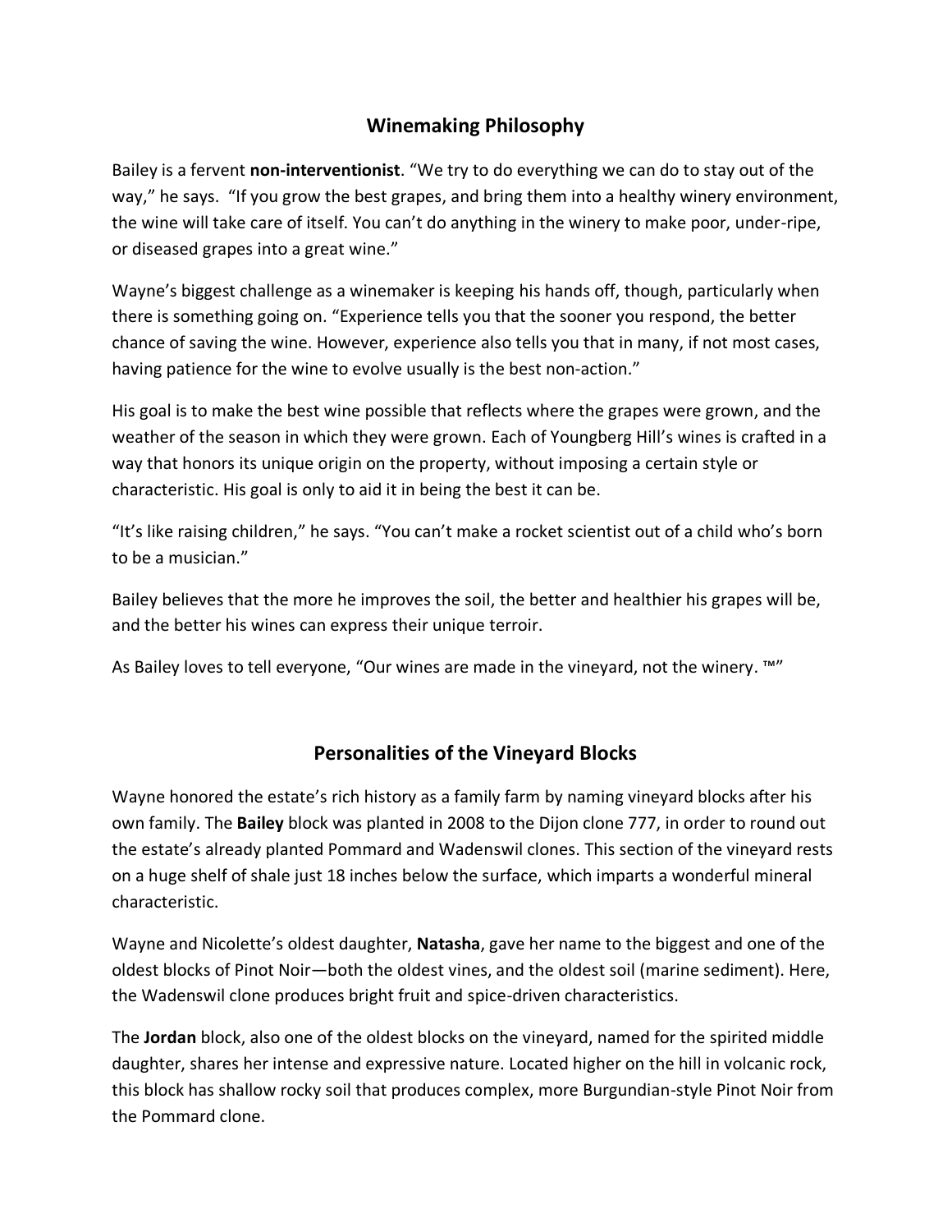## Winemaking Philosophy

Bailey is a fervent **non-interventionist**. “We try to do everything we can do to stay out of the way,” he says. “If you grow the best grapes, and bring them into a healthy winery environment, the wine will take care of itself. You can’t do anything in the winery to make poor, under-ripe, or diseased grapes into a great wine.”

Wayne’s biggest challenge as a winemaker is keeping his hands off, though, particularly when there is something going on. “Experience tells you that the sooner you respond, the better chance of saving the wine. However, experience also tells you that in many, if not most cases, having patience for the wine to evolve usually is the best non-action.”

His goal is to make the best wine possible that reflects where the grapes were grown, and the weather of the season in which they were grown. Each of Youngberg Hill’s wines is crafted in a way that honors its unique origin on the property, without imposing a certain style or characteristic. His goal is only to aid it in being the best it can be.

“It’s like raising children,” he says. “You can’t make a rocket scientist out of a child who’s born to be a musician.”

Bailey believes that the more he improves the soil, the better and healthier his grapes will be, and the better his wines can express their unique terroir.

As Bailey loves to tell everyone, “Our wines are made in the vineyard, not the winery. ™”

## Personalities of the Vineyard Blocks

Wayne honored the estate’s rich history as a family farm by naming vineyard blocks after his own family. The **Bailey** block was planted in 2008 to the Dijon clone 777, in order to round out the estate’s already planted Pommard and Wadenswil clones. This section of the vineyard rests on a huge shelf of shale just 18 inches below the surface, which imparts a wonderful mineral characteristic.

Wayne and Nicolette’s oldest daughter, **Natasha**, gave her name to the biggest and one of the oldest blocks of Pinot Noir—both the oldest vines, and the oldest soil (marine sediment). Here, the Wadenswil clone produces bright fruit and spice-driven characteristics.

The **Jordan** block, also one of the oldest blocks on the vineyard, named for the spirited middle daughter, shares her intense and expressive nature. Located higher on the hill in volcanic rock, this block has shallow rocky soil that produces complex, more Burgundian-style Pinot Noir from the Pommard clone.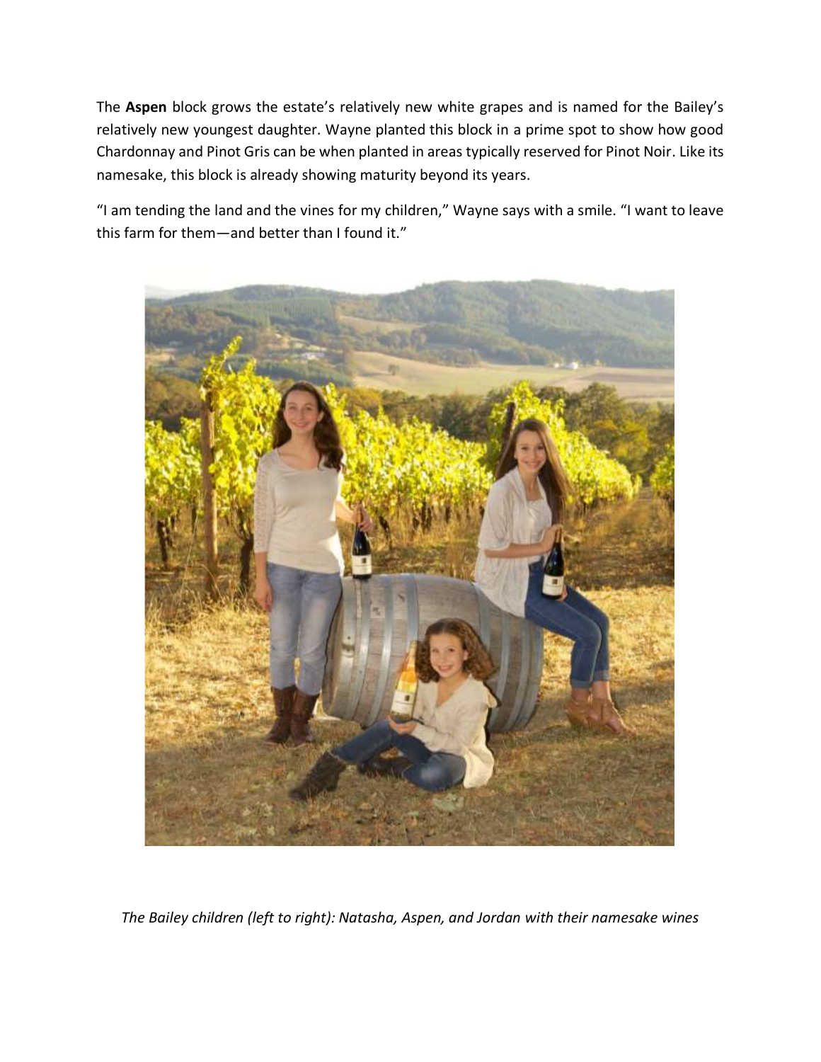The **Aspen** block grows the estate's relatively new white grapes and is named for the Bailey's relatively new youngest daughter. Wayne planted this block in a prime spot to show how good Chardonnay and Pinot Gris can be when planted in areas typically reserved for Pinot Noir. Like its namesake, this block is already showing maturity beyond its years.

"I am tending the land and the vines for my children," Wayne says with a smile. "I want to leave this farm for them—and better than I found it."

*The Bailey children (left to right): Natasha, Aspen, and Jordan with their namesake wines*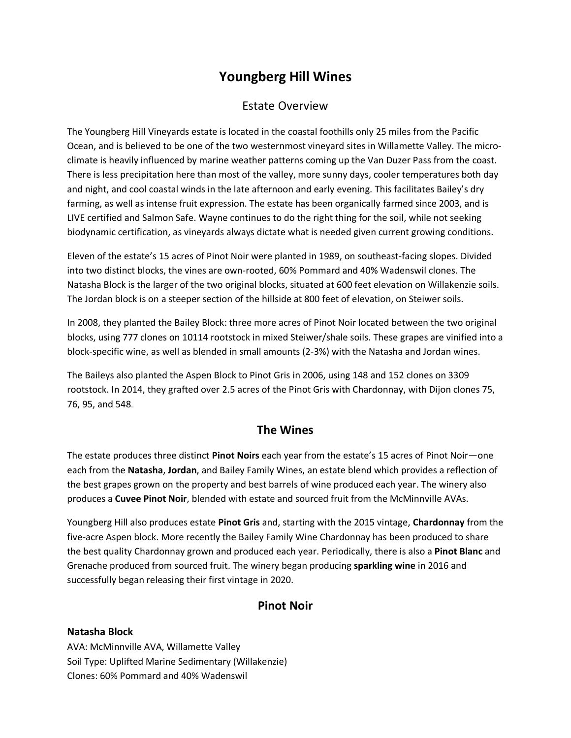# Youngberg Hill Wines

## Estate Overview

The Youngberg Hill Vineyards estate is located in the coastal foothills only 25 miles from the Pacific Ocean, and is believed to be one of the two westernmost vineyard sites in Willamette Valley. The micro-climate is heavily influenced by marine weather patterns coming up the Van Duzer Pass from the coast. There is less precipitation here than most of the valley, more sunny days, cooler temperatures both day and night, and cool coastal winds in the late afternoon and early evening. This facilitates Bailey's dry farming, as well as intense fruit expression. The estate has been organically farmed since 2003, and is LIVE certified and Salmon Safe. Wayne continues to do the right thing for the soil, while not seeking biodynamic certification, as vineyards always dictate what is needed given current growing conditions.

Eleven of the estate's 15 acres of Pinot Noir were planted in 1989, on southeast-facing slopes. Divided into two distinct blocks, the vines are own-rooted, 60% Pommard and 40% Wadenswil clones. The Natasha Block is the larger of the two original blocks, situated at 600 feet elevation on Willakenzie soils. The Jordan block is on a steeper section of the hillside at 800 feet of elevation, on Steiwer soils.

In 2008, they planted the Bailey Block: three more acres of Pinot Noir located between the two original blocks, using 777 clones on 10114 rootstock in mixed Steiwer/shale soils. These grapes are vinified into a block-specific wine, as well as blended in small amounts (2-3%) with the Natasha and Jordan wines.

The Baileys also planted the Aspen Block to Pinot Gris in 2006, using 148 and 152 clones on 3309 rootstock. In 2014, they grafted over 2.5 acres of the Pinot Gris with Chardonnay, with Dijon clones 75, 76, 95, and 548.

## The Wines

The estate produces three distinct **Pinot Noirs** each year from the estate's 15 acres of Pinot Noir—one each from the **Natasha**, **Jordan**, and Bailey Family Wines, an estate blend which provides a reflection of the best grapes grown on the property and best barrels of wine produced each year. The winery also produces a **Cuvee Pinot Noir**, blended with estate and sourced fruit from the McMinnville AVAs.

Youngberg Hill also produces estate **Pinot Gris** and, starting with the 2015 vintage, **Chardonnay** from the five-acre Aspen block. More recently the Bailey Family Wine Chardonnay has been produced to share the best quality Chardonnay grown and produced each year. Periodically, there is also a **Pinot Blanc** and Grenache produced from sourced fruit. The winery began producing **sparkling wine** in 2016 and successfully began releasing their first vintage in 2020.

## Pinot Noir

### Natasha Block

AVA: McMinnville AVA, Willamette Valley
Soil Type: Uplifted Marine Sedimentary (Willakenzie)
Clones: 60% Pommard and 40% Wadenswil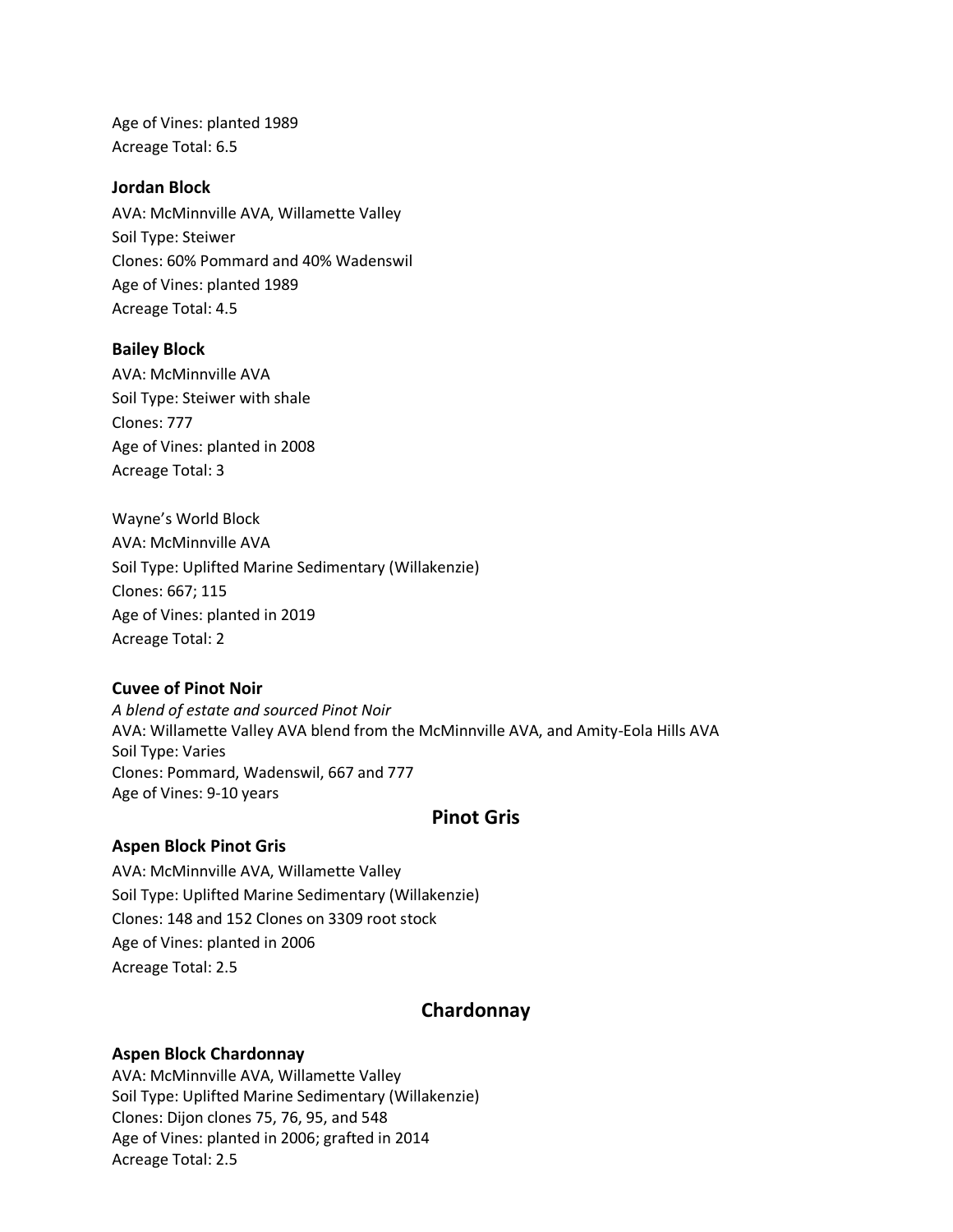Age of Vines: planted 1989
Acreage Total: 6.5

**Jordan Block**
AVA: McMinnville AVA, Willamette Valley
Soil Type: Steiwer
Clones: 60% Pommard and 40% Wadenswil
Age of Vines: planted 1989
Acreage Total: 4.5

**Bailey Block**
AVA: McMinnville AVA
Soil Type: Steiwer with shale
Clones: 777
Age of Vines: planted in 2008
Acreage Total: 3

Wayne's World Block
AVA: McMinnville AVA
Soil Type: Uplifted Marine Sedimentary (Willakenzie)
Clones: 667; 115
Age of Vines: planted in 2019
Acreage Total: 2

**Cuvee of Pinot Noir**
*A blend of estate and sourced Pinot Noir*
AVA: Willamette Valley AVA blend from the McMinnville AVA, and Amity-Eola Hills AVA
Soil Type: Varies
Clones: Pommard, Wadenswil, 667 and 777
Age of Vines: 9-10 years

## Pinot Gris

**Aspen Block Pinot Gris**
AVA: McMinnville AVA, Willamette Valley
Soil Type: Uplifted Marine Sedimentary (Willakenzie)
Clones: 148 and 152 Clones on 3309 root stock
Age of Vines: planted in 2006
Acreage Total: 2.5

## Chardonnay

**Aspen Block Chardonnay**
AVA: McMinnville AVA, Willamette Valley
Soil Type: Uplifted Marine Sedimentary (Willakenzie)
Clones: Dijon clones 75, 76, 95, and 548
Age of Vines: planted in 2006; grafted in 2014
Acreage Total: 2.5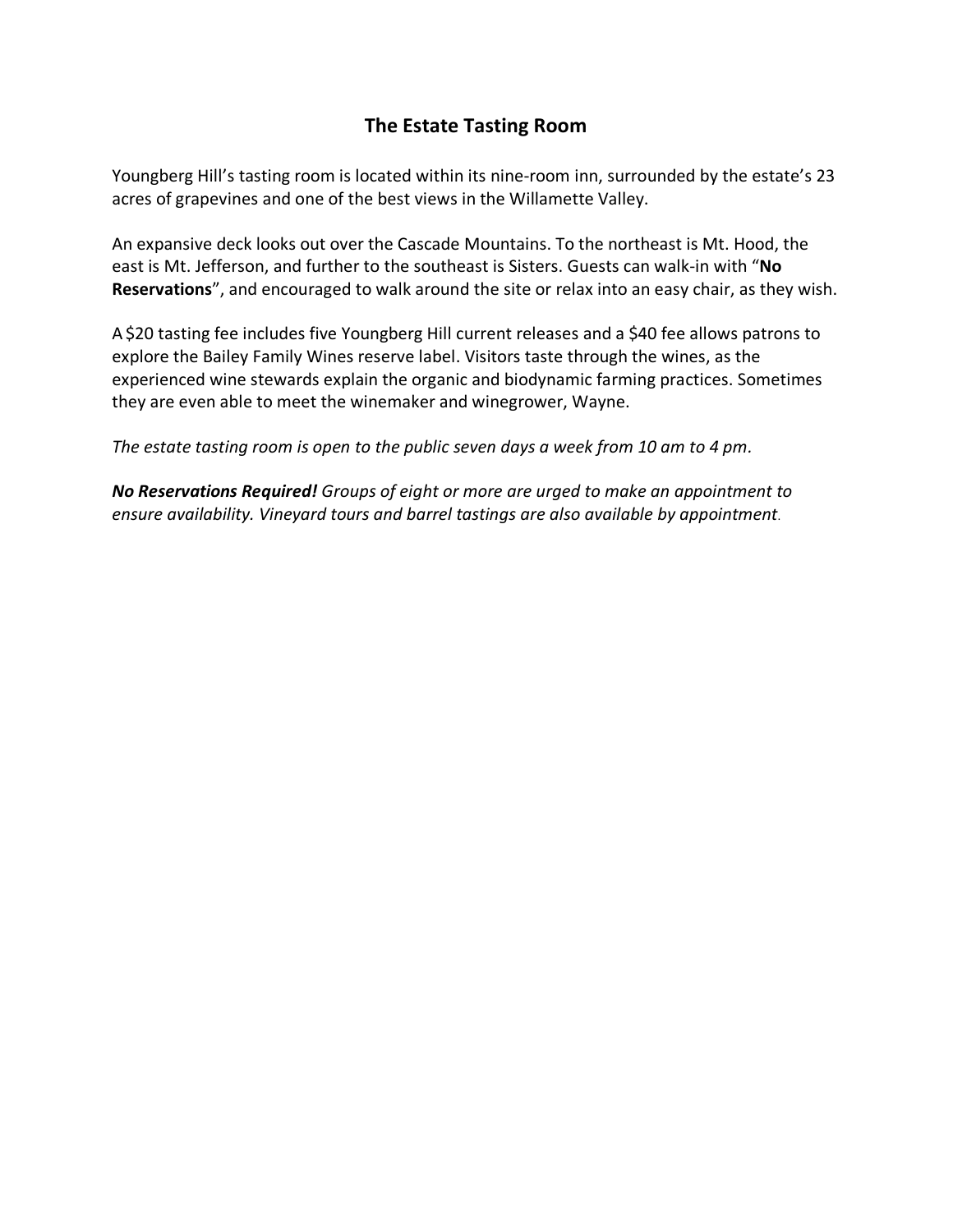## The Estate Tasting Room

Youngberg Hill's tasting room is located within its nine-room inn, surrounded by the estate's 23 acres of grapevines and one of the best views in the Willamette Valley.

An expansive deck looks out over the Cascade Mountains. To the northeast is Mt. Hood, the east is Mt. Jefferson, and further to the southeast is Sisters. Guests can walk-in with "**No Reservations**", and encouraged to walk around the site or relax into an easy chair, as they wish.

A $20 tasting fee includes five Youngberg Hill current releases and a $40 fee allows patrons to explore the Bailey Family Wines reserve label. Visitors taste through the wines, as the experienced wine stewards explain the organic and biodynamic farming practices. Sometimes they are even able to meet the winemaker and winegrower, Wayne.

*The estate tasting room is open to the public seven days a week from 10 am to 4 pm.*

***No Reservations Required!*** *Groups of eight or more are urged to make an appointment to ensure availability. Vineyard tours and barrel tastings are also available by appointment.*